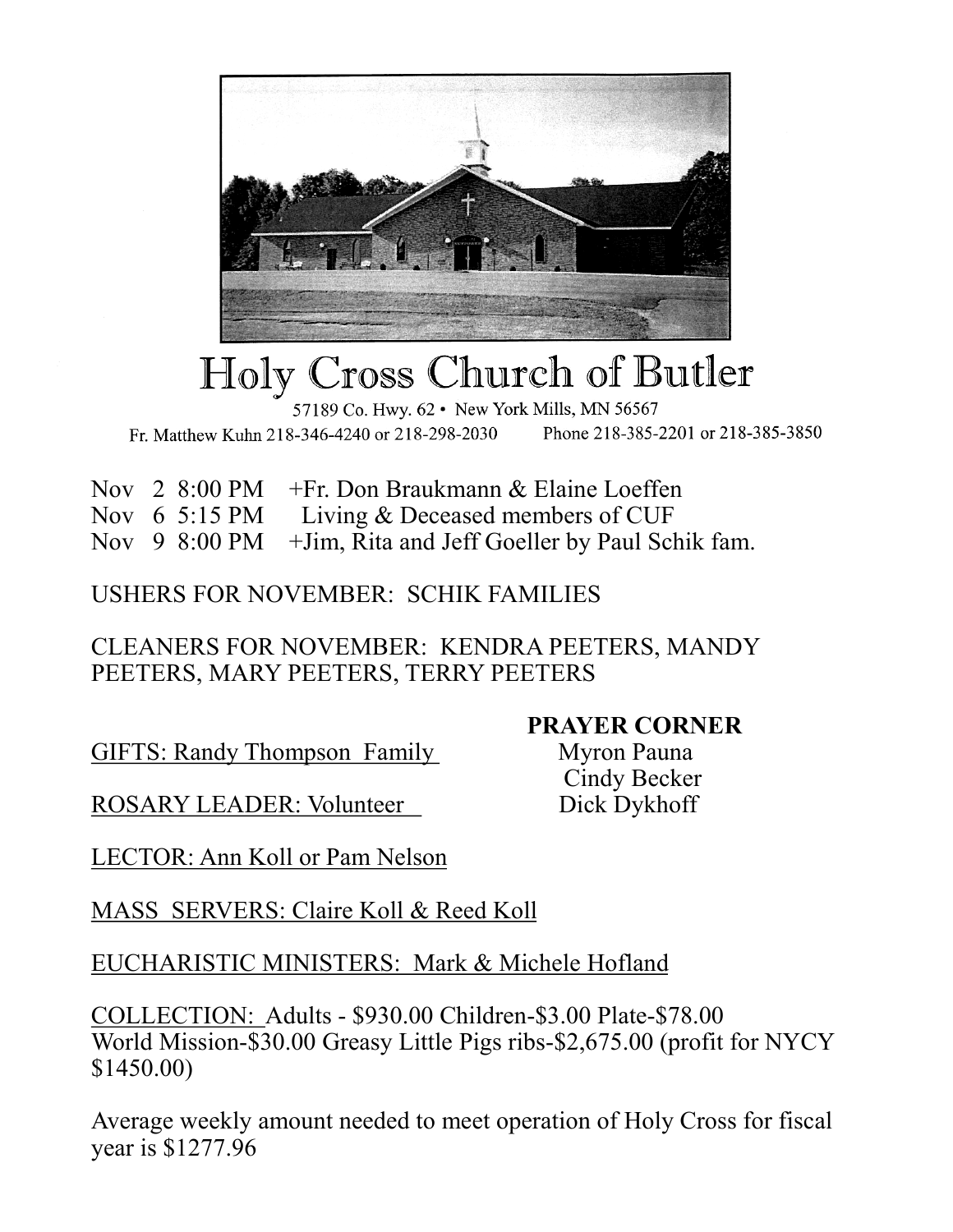# Holy Cross Church of Butler

57189 Co. Hwy. 62 • New York Mills, MN 56567

Fr. Matthew Kuhn 218-346-4240 or 218-298-2030  Phone 218-385-2201 or 218-385-3850

Nov 2 8:00 PM +Fr. Don Braukmann & Elaine Loeffen
Nov 6 5:15 PM Living & Deceased members of CUF
Nov 9 8:00 PM +Jim, Rita and Jeff Goeller by Paul Schik fam.

USHERS FOR NOVEMBER: SCHIK FAMILIES

CLEANERS FOR NOVEMBER: KENDRA PEETERS, MANDY PEETERS, MARY PEETERS, TERRY PEETERS

**PRAYER CORNER**

Myron Pauna
Cindy Becker
Dick Dykhoff

GIFTS: Randy Thompson Family

ROSARY LEADER: Volunteer

LECTOR: Ann Koll or Pam Nelson

MASS SERVERS: Claire Koll & Reed Koll

EUCHARISTIC MINISTERS: Mark & Michele Hofland

COLLECTION: Adults - $930.00 Children-$3.00 Plate-$78.00
World Mission-$30.00 Greasy Little Pigs ribs-$2,675.00 (profit for NYCY $1450.00)

Average weekly amount needed to meet operation of Holy Cross for fiscal year is $1277.96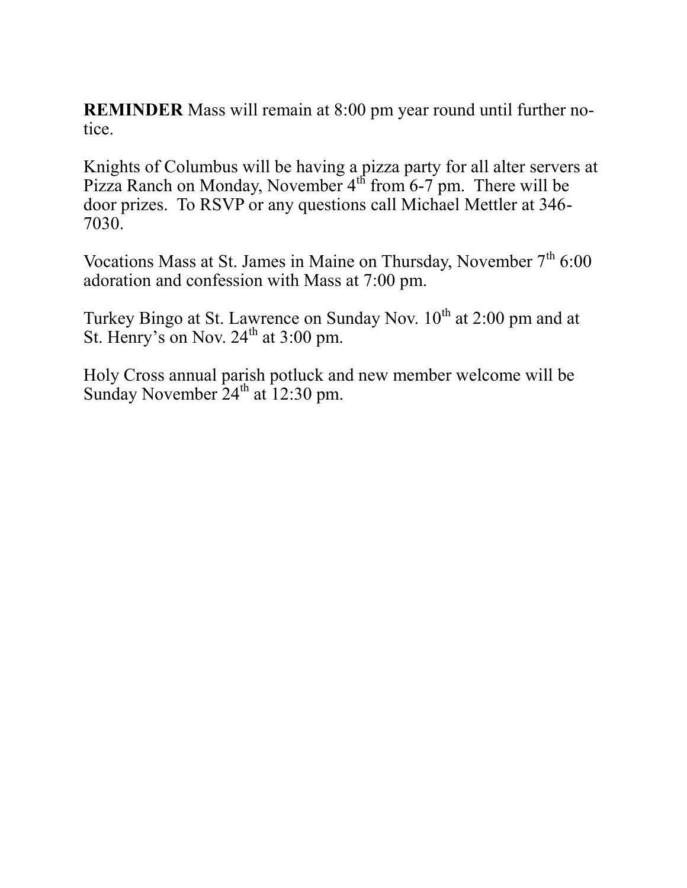**REMINDER** Mass will remain at 8:00 pm year round until further notice.

Knights of Columbus will be having a pizza party for all alter servers at Pizza Ranch on Monday, November 4th from 6-7 pm. There will be door prizes. To RSVP or any questions call Michael Mettler at 346-7030.

Vocations Mass at St. James in Maine on Thursday, November 7th 6:00 adoration and confession with Mass at 7:00 pm.

Turkey Bingo at St. Lawrence on Sunday Nov. 10th at 2:00 pm and at St. Henry's on Nov. 24th at 3:00 pm.

Holy Cross annual parish potluck and new member welcome will be Sunday November 24th at 12:30 pm.